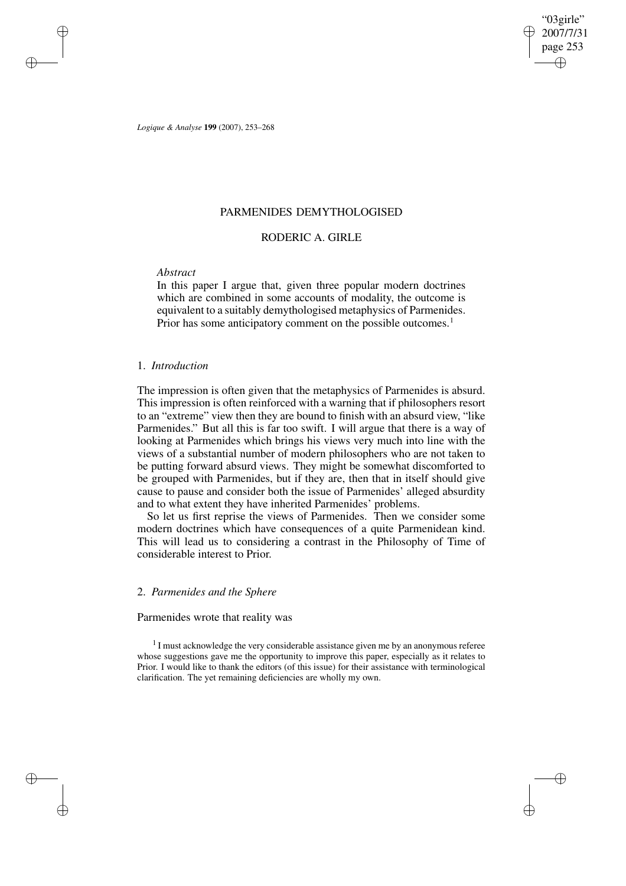# PARMENIDES DEMYTHOLOGISED

## RODERIC A. GIRLE

*Abstract*

In this paper I argue that, given three popular modern doctrines which are combined in some accounts of modality, the outcome is equivalent to a suitably demythologised metaphysics of Parmenides. Prior has some anticipatory comment on the possible outcomes.[1]

### 1. *Introduction*

The impression is often given that the metaphysics of Parmenides is absurd. This impression is often reinforced with a warning that if philosophers resort to an "extreme" view then they are bound to finish with an absurd view, "like Parmenides." But all this is far too swift. I will argue that there is a way of looking at Parmenides which brings his views very much into line with the views of a substantial number of modern philosophers who are not taken to be putting forward absurd views. They might be somewhat discomforted to be grouped with Parmenides, but if they are, then that in itself should give cause to pause and consider both the issue of Parmenides' alleged absurdity and to what extent they have inherited Parmenides' problems.

So let us first reprise the views of Parmenides. Then we consider some modern doctrines which have consequences of a quite Parmenidean kind. This will lead us to considering a contrast in the Philosophy of Time of considerable interest to Prior.

### 2. *Parmenides and the Sphere*

Parmenides wrote that reality was

[1] I must acknowledge the very considerable assistance given me by an anonymous referee whose suggestions gave me the opportunity to improve this paper, especially as it relates to Prior. I would like to thank the editors (of this issue) for their assistance with terminological clarification. The yet remaining deficiencies are wholly my own.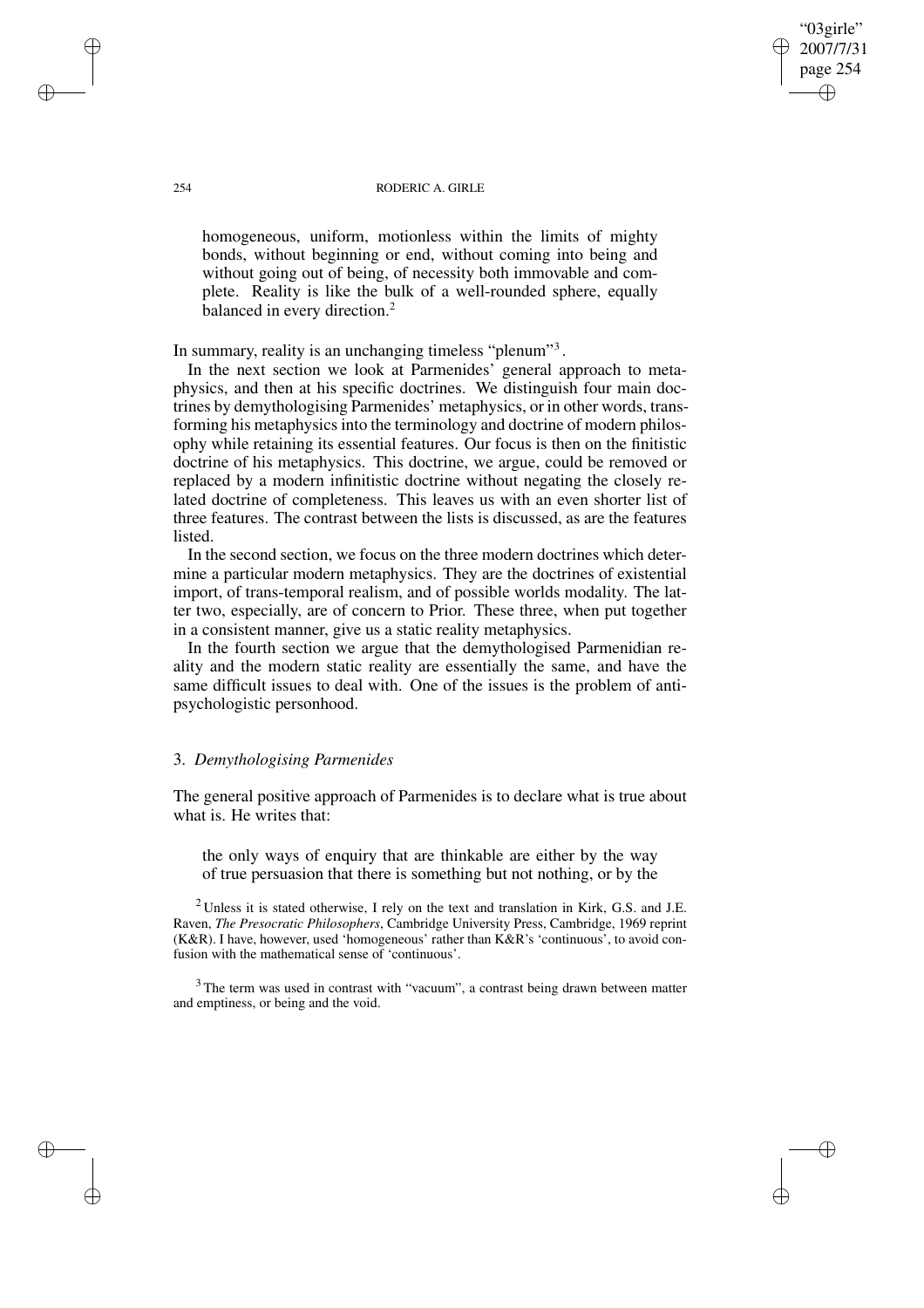> homogeneous, uniform, motionless within the limits of mighty bonds, without beginning or end, without coming into being and without going out of being, of necessity both immovable and complete. Reality is like the bulk of a well-rounded sphere, equally balanced in every direction.[2]

In summary, reality is an unchanging timeless "plenum"[3].

In the next section we look at Parmenides' general approach to metaphysics, and then at his specific doctrines. We distinguish four main doctrines by demythologising Parmenides' metaphysics, or in other words, transforming his metaphysics into the terminology and doctrine of modern philosophy while retaining its essential features. Our focus is then on the finitistic doctrine of his metaphysics. This doctrine, we argue, could be removed or replaced by a modern infinitistic doctrine without negating the closely related doctrine of completeness. This leaves us with an even shorter list of three features. The contrast between the lists is discussed, as are the features listed.

In the second section, we focus on the three modern doctrines which determine a particular modern metaphysics. They are the doctrines of existential import, of trans-temporal realism, and of possible worlds modality. The latter two, especially, are of concern to Prior. These three, when put together in a consistent manner, give us a static reality metaphysics.

In the fourth section we argue that the demythologised Parmenidian reality and the modern static reality are essentially the same, and have the same difficult issues to deal with. One of the issues is the problem of anti-psychologistic personhood.

## 3. *Demythologising Parmenides*

The general positive approach of Parmenides is to declare what is true about what is. He writes that:

> the only ways of enquiry that are thinkable are either by the way of true persuasion that there is something but not nothing, or by the

[2] Unless it is stated otherwise, I rely on the text and translation in Kirk, G.S. and J.E. Raven, *The Presocratic Philosophers*, Cambridge University Press, Cambridge, 1969 reprint (K&R). I have, however, used 'homogeneous' rather than K&R's 'continuous', to avoid confusion with the mathematical sense of 'continuous'.

[3] The term was used in contrast with "vacuum", a contrast being drawn between matter and emptiness, or being and the void.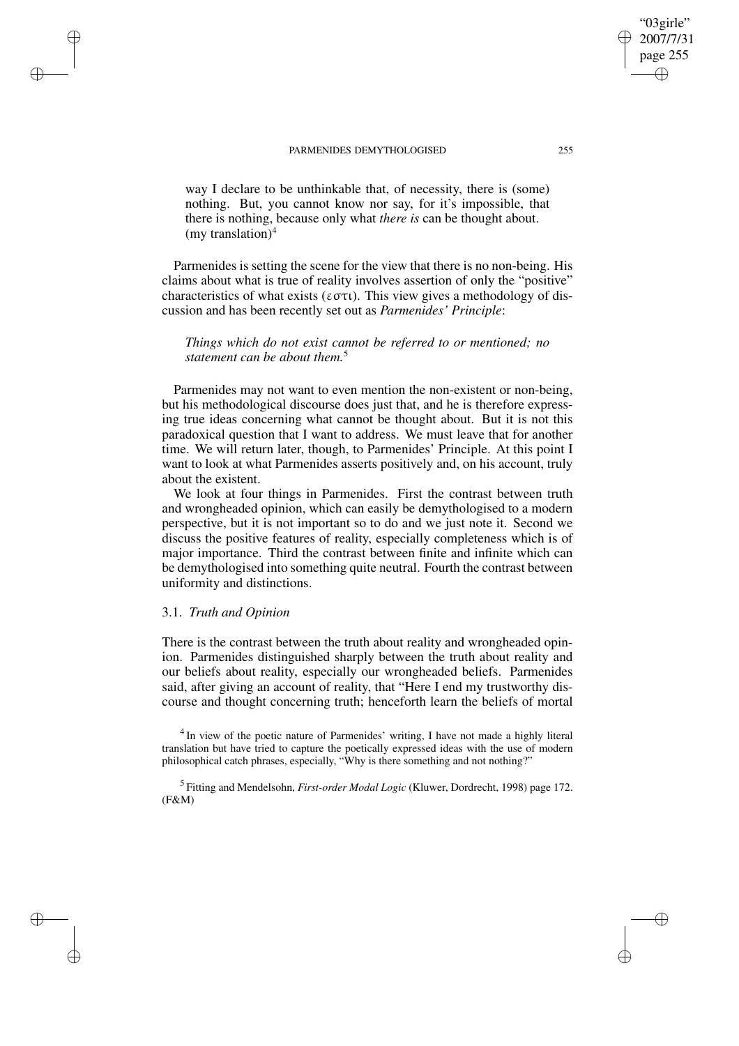way I declare to be unthinkable that, of necessity, there is (some) nothing. But, you cannot know nor say, for it's impossible, that there is nothing, because only what *there is* can be thought about. (my translation)[4]

Parmenides is setting the scene for the view that there is no non-being. His claims about what is true of reality involves assertion of only the "positive" characteristics of what exists (εστι). This view gives a methodology of discussion and has been recently set out as *Parmenides' Principle*:

> *Things which do not exist cannot be referred to or mentioned; no statement can be about them.*[5]

Parmenides may not want to even mention the non-existent or non-being, but his methodological discourse does just that, and he is therefore expressing true ideas concerning what cannot be thought about. But it is not this paradoxical question that I want to address. We must leave that for another time. We will return later, though, to Parmenides' Principle. At this point I want to look at what Parmenides asserts positively and, on his account, truly about the existent.

We look at four things in Parmenides. First the contrast between truth and wrongheaded opinion, which can easily be demythologised to a modern perspective, but it is not important so to do and we just note it. Second we discuss the positive features of reality, especially completeness which is of major importance. Third the contrast between finite and infinite which can be demythologised into something quite neutral. Fourth the contrast between uniformity and distinctions.

### 3.1. *Truth and Opinion*

There is the contrast between the truth about reality and wrongheaded opinion. Parmenides distinguished sharply between the truth about reality and our beliefs about reality, especially our wrongheaded beliefs. Parmenides said, after giving an account of reality, that "Here I end my trustworthy discourse and thought concerning truth; henceforth learn the beliefs of mortal

---

[4] In view of the poetic nature of Parmenides' writing, I have not made a highly literal translation but have tried to capture the poetically expressed ideas with the use of modern philosophical catch phrases, especially, "Why is there something and not nothing?"

[5] Fitting and Mendelsohn, *First-order Modal Logic* (Kluwer, Dordrecht, 1998) page 172. (F&M)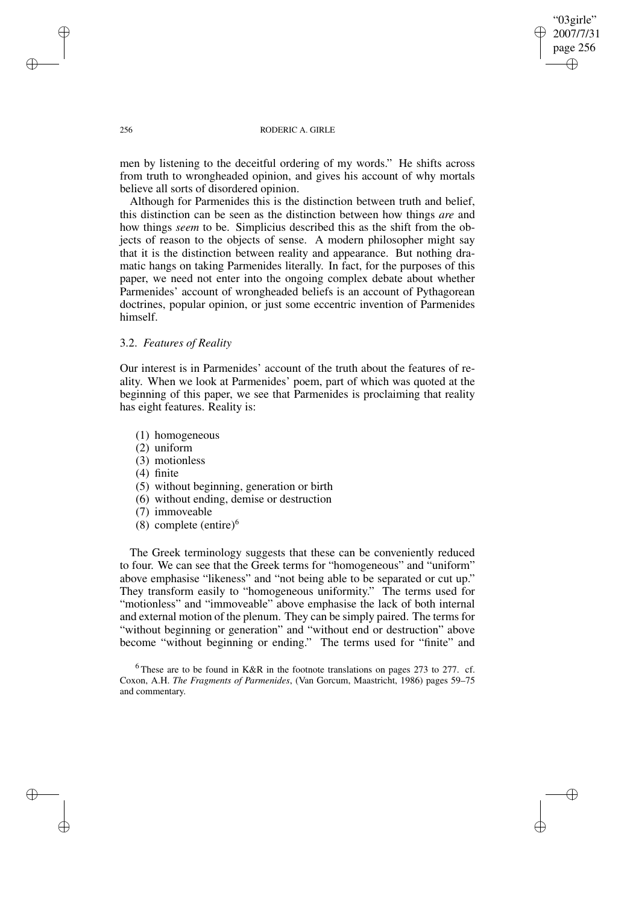men by listening to the deceitful ordering of my words." He shifts across from truth to wrongheaded opinion, and gives his account of why mortals believe all sorts of disordered opinion.

Although for Parmenides this is the distinction between truth and belief, this distinction can be seen as the distinction between how things *are* and how things *seem* to be. Simplicius described this as the shift from the objects of reason to the objects of sense. A modern philosopher might say that it is the distinction between reality and appearance. But nothing dramatic hangs on taking Parmenides literally. In fact, for the purposes of this paper, we need not enter into the ongoing complex debate about whether Parmenides' account of wrongheaded beliefs is an account of Pythagorean doctrines, popular opinion, or just some eccentric invention of Parmenides himself.

### 3.2. *Features of Reality*

Our interest is in Parmenides' account of the truth about the features of reality. When we look at Parmenides' poem, part of which was quoted at the beginning of this paper, we see that Parmenides is proclaiming that reality has eight features. Reality is:

(1) homogeneous
(2) uniform
(3) motionless
(4) finite
(5) without beginning, generation or birth
(6) without ending, demise or destruction
(7) immoveable
(8) complete (entire)[6]

The Greek terminology suggests that these can be conveniently reduced to four. We can see that the Greek terms for "homogeneous" and "uniform" above emphasise "likeness" and "not being able to be separated or cut up." They transform easily to "homogeneous uniformity." The terms used for "motionless" and "immoveable" above emphasise the lack of both internal and external motion of the plenum. They can be simply paired. The terms for "without beginning or generation" and "without end or destruction" above become "without beginning or ending." The terms used for "finite" and

[6] These are to be found in K&R in the footnote translations on pages 273 to 277. cf. Coxon, A.H. *The Fragments of Parmenides*, (Van Gorcum, Maastricht, 1986) pages 59–75 and commentary.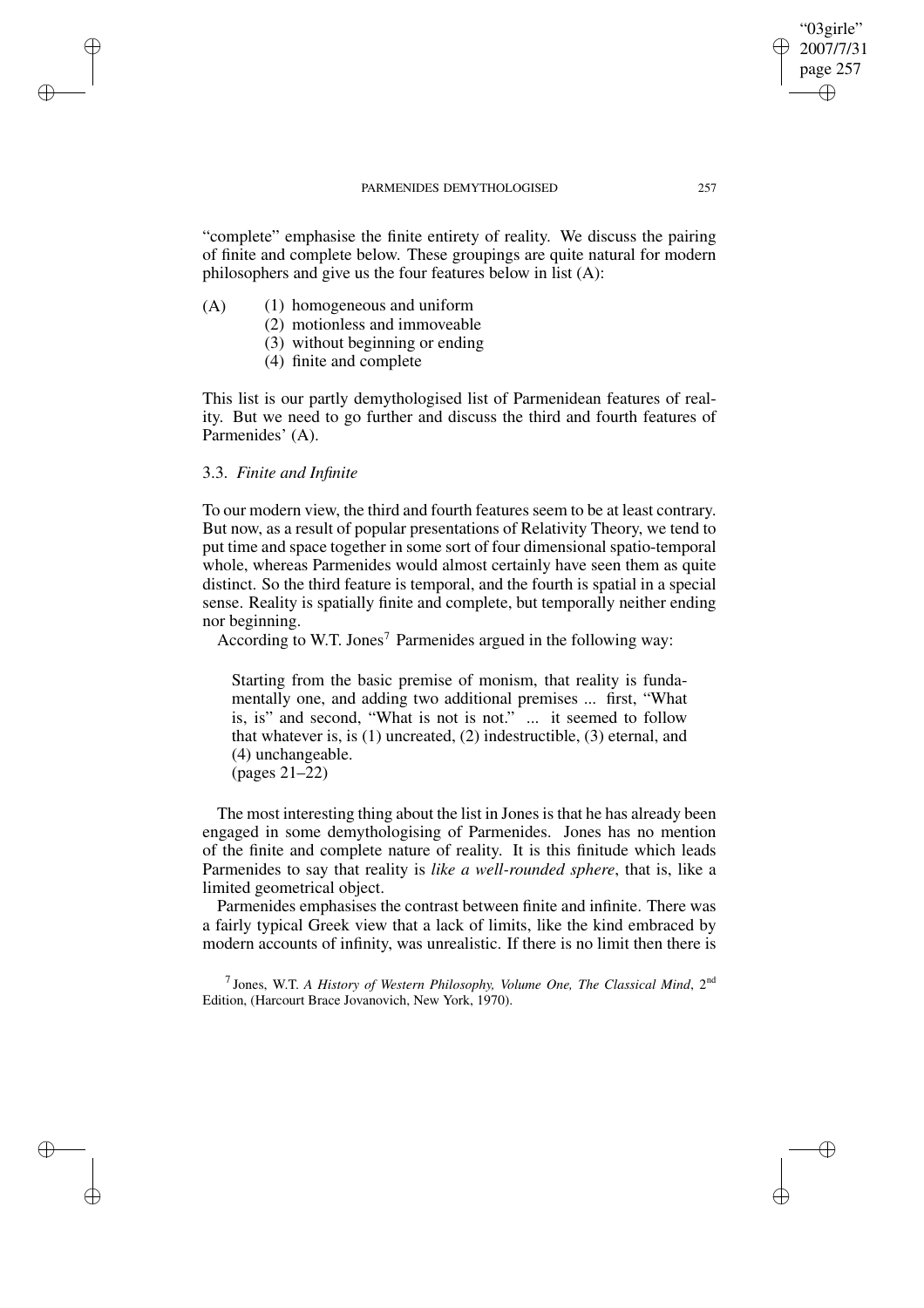"complete" emphasise the finite entirety of reality. We discuss the pairing of finite and complete below. These groupings are quite natural for modern philosophers and give us the four features below in list (A):

(A)
(1) homogeneous and uniform
(2) motionless and immoveable
(3) without beginning or ending
(4) finite and complete

This list is our partly demythologised list of Parmenidean features of reality. But we need to go further and discuss the third and fourth features of Parmenides' (A).

### 3.3. *Finite and Infinite*

To our modern view, the third and fourth features seem to be at least contrary. But now, as a result of popular presentations of Relativity Theory, we tend to put time and space together in some sort of four dimensional spatio-temporal whole, whereas Parmenides would almost certainly have seen them as quite distinct. So the third feature is temporal, and the fourth is spatial in a special sense. Reality is spatially finite and complete, but temporally neither ending nor beginning.

According to W.T. Jones[7] Parmenides argued in the following way:

> Starting from the basic premise of monism, that reality is fundamentally one, and adding two additional premises ... first, "What is, is" and second, "What is not is not." ... it seemed to follow that whatever is, is (1) uncreated, (2) indestructible, (3) eternal, and (4) unchangeable.
> (pages 21–22)

The most interesting thing about the list in Jones is that he has already been engaged in some demythologising of Parmenides. Jones has no mention of the finite and complete nature of reality. It is this finitude which leads Parmenides to say that reality is *like a well-rounded sphere*, that is, like a limited geometrical object.

Parmenides emphasises the contrast between finite and infinite. There was a fairly typical Greek view that a lack of limits, like the kind embraced by modern accounts of infinity, was unrealistic. If there is no limit then there is

[7] Jones, W.T. *A History of Western Philosophy, Volume One, The Classical Mind*, 2nd Edition, (Harcourt Brace Jovanovich, New York, 1970).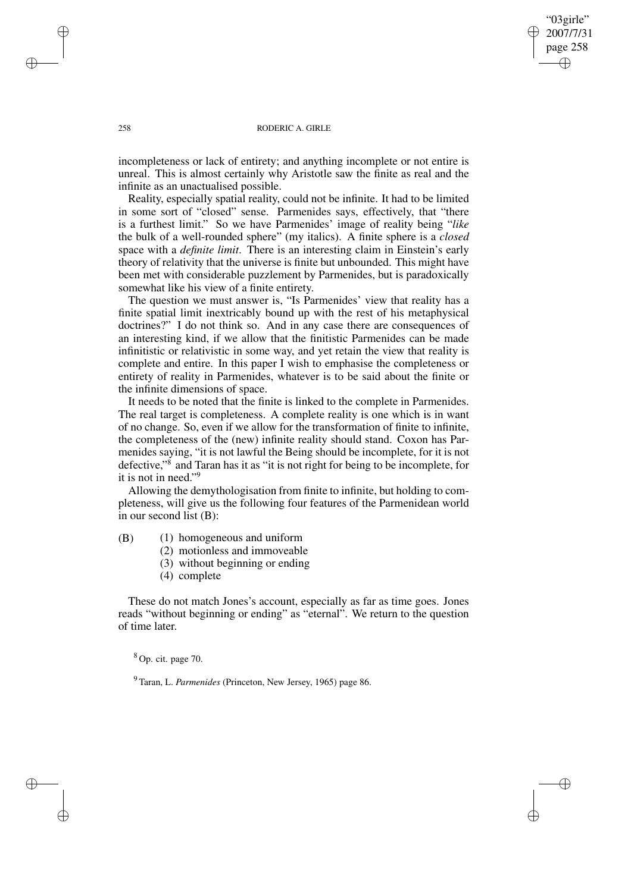incompleteness or lack of entirety; and anything incomplete or not entire is unreal. This is almost certainly why Aristotle saw the finite as real and the infinite as an unactualised possible.

Reality, especially spatial reality, could not be infinite. It had to be limited in some sort of "closed" sense. Parmenides says, effectively, that "there is a furthest limit." So we have Parmenides' image of reality being "*like* the bulk of a well-rounded sphere" (my italics). A finite sphere is a *closed* space with a *definite limit*. There is an interesting claim in Einstein's early theory of relativity that the universe is finite but unbounded. This might have been met with considerable puzzlement by Parmenides, but is paradoxically somewhat like his view of a finite entirety.

The question we must answer is, "Is Parmenides' view that reality has a finite spatial limit inextricably bound up with the rest of his metaphysical doctrines?" I do not think so. And in any case there are consequences of an interesting kind, if we allow that the finitistic Parmenides can be made infinitistic or relativistic in some way, and yet retain the view that reality is complete and entire. In this paper I wish to emphasise the completeness or entirety of reality in Parmenides, whatever is to be said about the finite or the infinite dimensions of space.

It needs to be noted that the finite is linked to the complete in Parmenides. The real target is completeness. A complete reality is one which is in want of no change. So, even if we allow for the transformation of finite to infinite, the completeness of the (new) infinite reality should stand. Coxon has Parmenides saying, "it is not lawful the Being should be incomplete, for it is not defective,"[8] and Taran has it as "it is not right for being to be incomplete, for it is not in need."[9]

Allowing the demythologisation from finite to infinite, but holding to completeness, will give us the following four features of the Parmenidean world in our second list (B):

(B)
(1) homogeneous and uniform
(2) motionless and immoveable
(3) without beginning or ending
(4) complete

These do not match Jones's account, especially as far as time goes. Jones reads "without beginning or ending" as "eternal". We return to the question of time later.

[8] Op. cit. page 70.

[9] Taran, L. *Parmenides* (Princeton, New Jersey, 1965) page 86.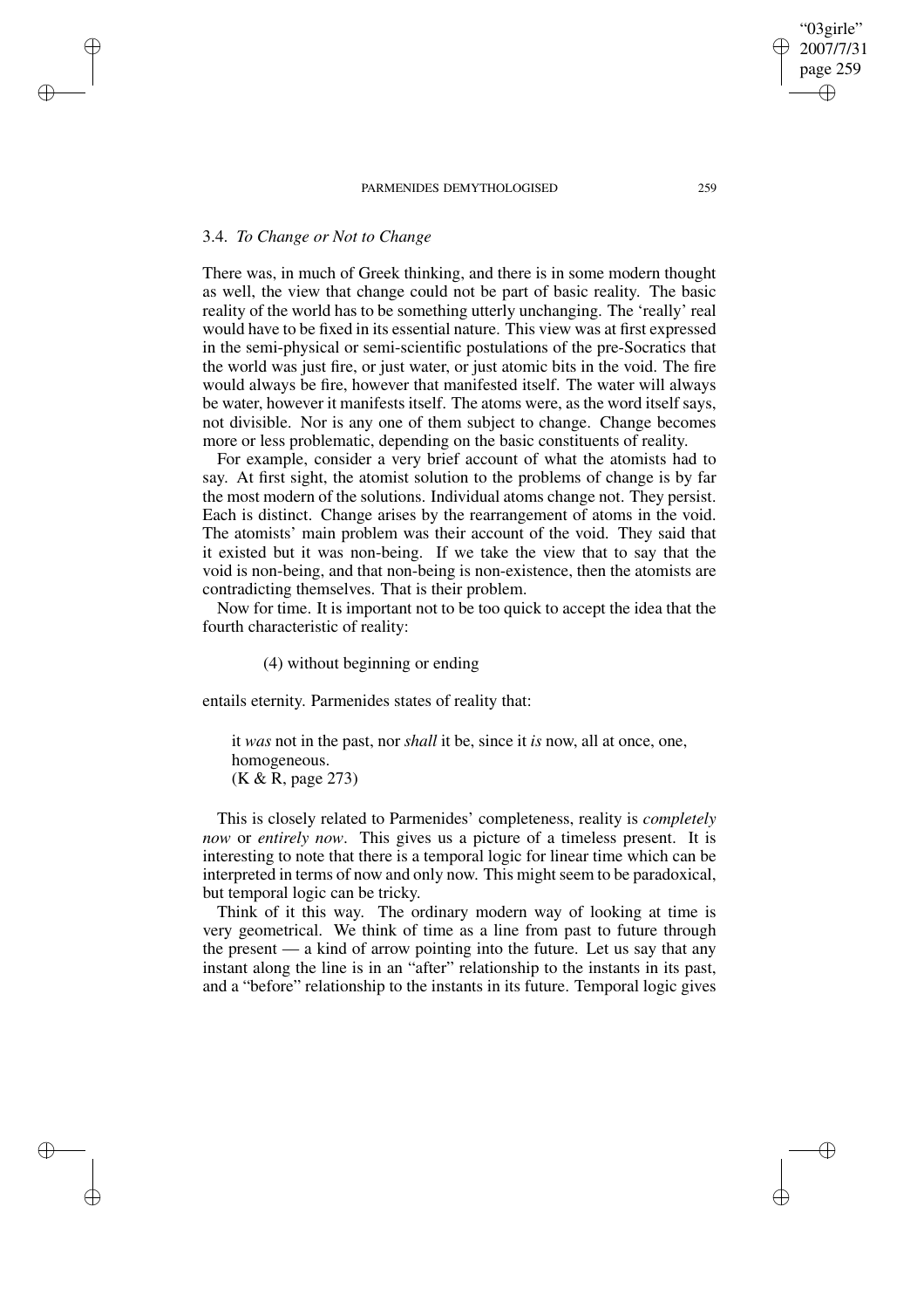### 3.4. *To Change or Not to Change*

There was, in much of Greek thinking, and there is in some modern thought as well, the view that change could not be part of basic reality. The basic reality of the world has to be something utterly unchanging. The 'really' real would have to be fixed in its essential nature. This view was at first expressed in the semi-physical or semi-scientific postulations of the pre-Socratics that the world was just fire, or just water, or just atomic bits in the void. The fire would always be fire, however that manifested itself. The water will always be water, however it manifests itself. The atoms were, as the word itself says, not divisible. Nor is any one of them subject to change. Change becomes more or less problematic, depending on the basic constituents of reality.

For example, consider a very brief account of what the atomists had to say. At first sight, the atomist solution to the problems of change is by far the most modern of the solutions. Individual atoms change not. They persist. Each is distinct. Change arises by the rearrangement of atoms in the void. The atomists' main problem was their account of the void. They said that it existed but it was non-being. If we take the view that to say that the void is non-being, and that non-being is non-existence, then the atomists are contradicting themselves. That is their problem.

Now for time. It is important not to be too quick to accept the idea that the fourth characteristic of reality:

> (4) without beginning or ending

entails eternity. Parmenides states of reality that:

> it *was* not in the past, nor *shall* it be, since it *is* now, all at once, one, homogeneous.
> (K & R, page 273)

This is closely related to Parmenides' completeness, reality is *completely now* or *entirely now*. This gives us a picture of a timeless present. It is interesting to note that there is a temporal logic for linear time which can be interpreted in terms of now and only now. This might seem to be paradoxical, but temporal logic can be tricky.

Think of it this way. The ordinary modern way of looking at time is very geometrical. We think of time as a line from past to future through the present — a kind of arrow pointing into the future. Let us say that any instant along the line is in an "after" relationship to the instants in its past, and a "before" relationship to the instants in its future. Temporal logic gives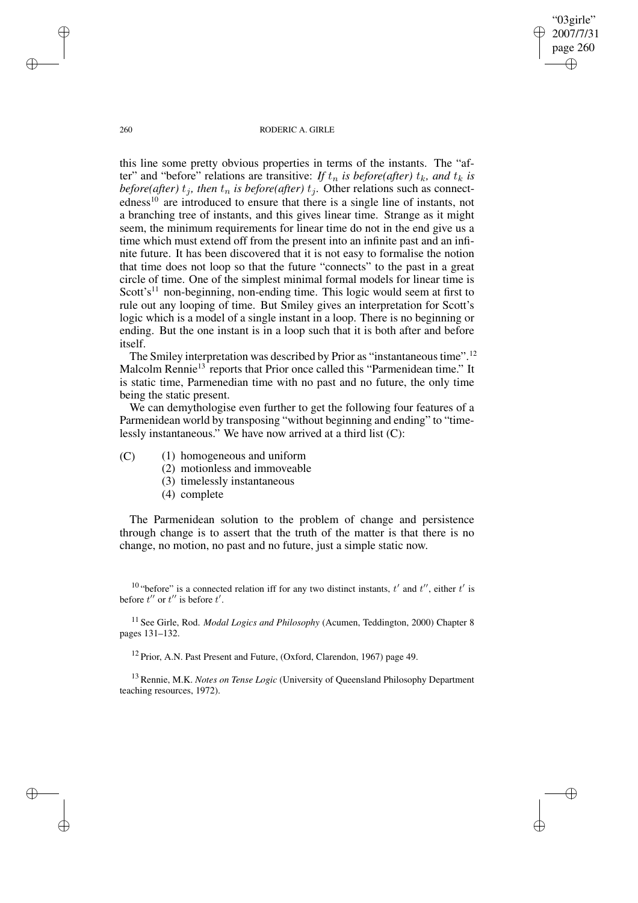this line some pretty obvious properties in terms of the instants. The "after" and "before" relations are transitive: *If $t_n$ is before(after) $t_k$, and $t_k$ is before(after) $t_j$, then $t_n$ is before(after) $t_j$.* Other relations such as connectedness[10] are introduced to ensure that there is a single line of instants, not a branching tree of instants, and this gives linear time. Strange as it might seem, the minimum requirements for linear time do not in the end give us a time which must extend off from the present into an infinite past and an infinite future. It has been discovered that it is not easy to formalise the notion that time does not loop so that the future "connects" to the past in a great circle of time. One of the simplest minimal formal models for linear time is Scott's[11] non-beginning, non-ending time. This logic would seem at first to rule out any looping of time. But Smiley gives an interpretation for Scott's logic which is a model of a single instant in a loop. There is no beginning or ending. But the one instant is in a loop such that it is both after and before itself.

The Smiley interpretation was described by Prior as "instantaneous time".[12] Malcolm Rennie[13] reports that Prior once called this "Parmenidean time." It is static time, Parmenedian time with no past and no future, the only time being the static present.

We can demythologise even further to get the following four features of a Parmenidean world by transposing "without beginning and ending" to "timelessly instantaneous." We have now arrived at a third list (C):

(C)
  (1) homogeneous and uniform
  (2) motionless and immoveable
  (3) timelessly instantaneous
  (4) complete

The Parmenidean solution to the problem of change and persistence through change is to assert that the truth of the matter is that there is no change, no motion, no past and no future, just a simple static now.

---

[10] "before" is a connected relation iff for any two distinct instants, $t'$ and $t''$, either $t'$ is before $t''$ or $t''$ is before $t'$.

[11] See Girle, Rod. *Modal Logics and Philosophy* (Acumen, Teddington, 2000) Chapter 8 pages 131–132.

[12] Prior, A.N. Past Present and Future, (Oxford, Clarendon, 1967) page 49.

[13] Rennie, M.K. *Notes on Tense Logic* (University of Queensland Philosophy Department teaching resources, 1972).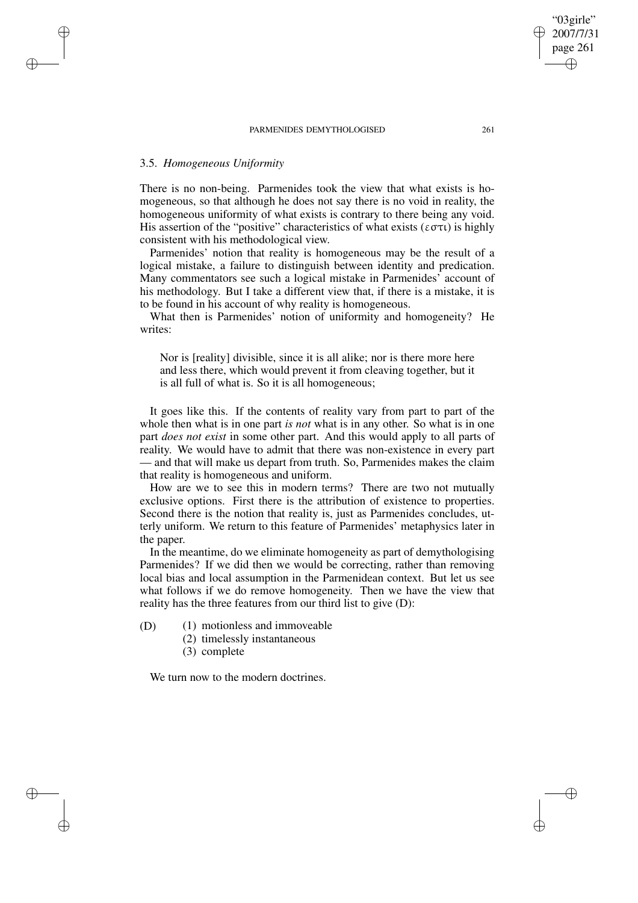### 3.5. *Homogeneous Uniformity*

There is no non-being. Parmenides took the view that what exists is homogeneous, so that although he does not say there is no void in reality, the homogeneous uniformity of what exists is contrary to there being any void. His assertion of the "positive" characteristics of what exists (εστι) is highly consistent with his methodological view.

Parmenides' notion that reality is homogeneous may be the result of a logical mistake, a failure to distinguish between identity and predication. Many commentators see such a logical mistake in Parmenides' account of his methodology. But I take a different view that, if there is a mistake, it is to be found in his account of why reality is homogeneous.

What then is Parmenides' notion of uniformity and homogeneity? He writes:

> Nor is [reality] divisible, since it is all alike; nor is there more here and less there, which would prevent it from cleaving together, but it is all full of what is. So it is all homogeneous;

It goes like this. If the contents of reality vary from part to part of the whole then what is in one part *is not* what is in any other. So what is in one part *does not exist* in some other part. And this would apply to all parts of reality. We would have to admit that there was non-existence in every part — and that will make us depart from truth. So, Parmenides makes the claim that reality is homogeneous and uniform.

How are we to see this in modern terms? There are two not mutually exclusive options. First there is the attribution of existence to properties. Second there is the notion that reality is, just as Parmenides concludes, utterly uniform. We return to this feature of Parmenides' metaphysics later in the paper.

In the meantime, do we eliminate homogeneity as part of demythologising Parmenides? If we did then we would be correcting, rather than removing local bias and local assumption in the Parmenidean context. But let us see what follows if we do remove homogeneity. Then we have the view that reality has the three features from our third list to give (D):

(D) (1) motionless and immoveable
    (2) timelessly instantaneous
    (3) complete

We turn now to the modern doctrines.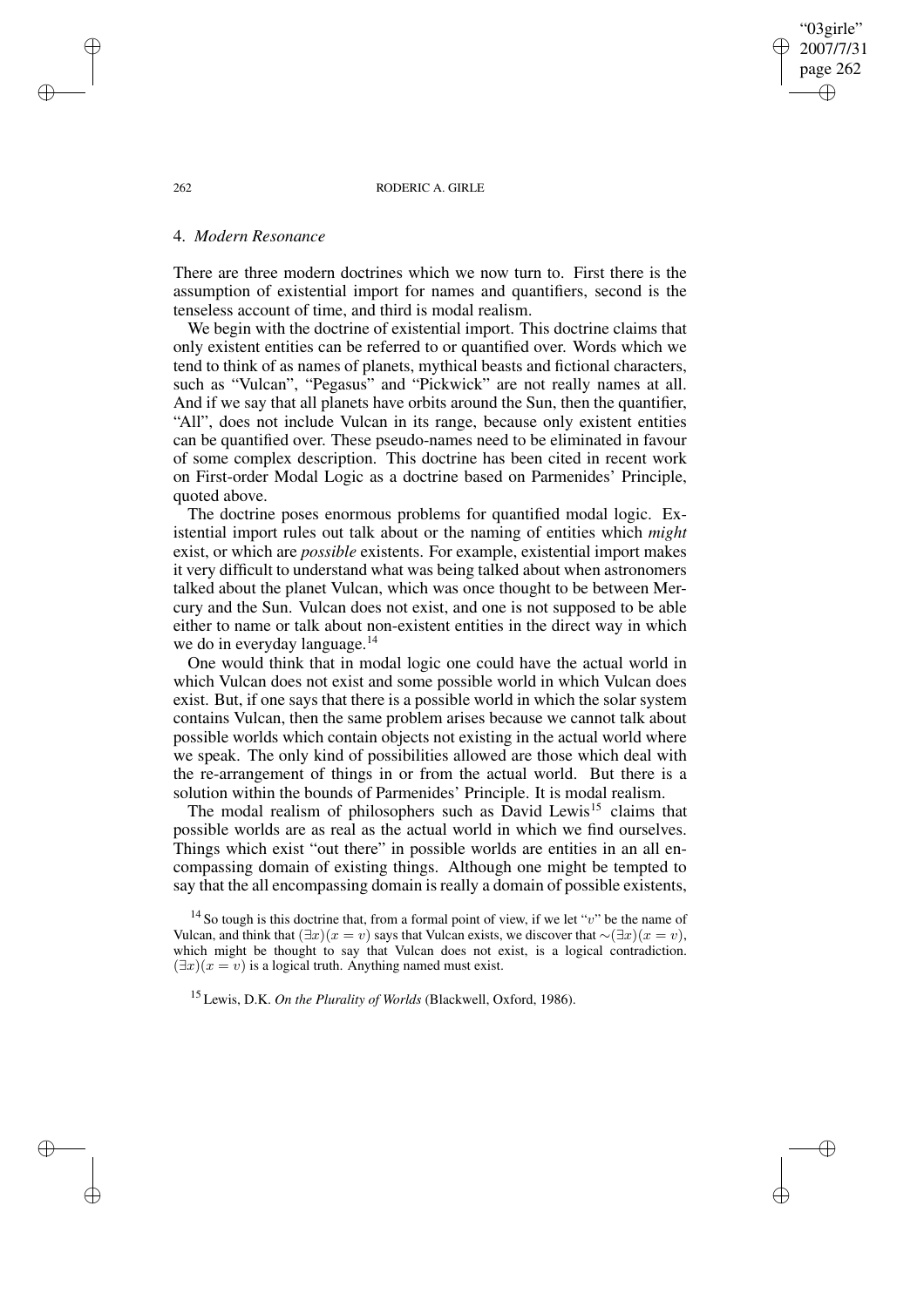### 4. *Modern Resonance*

There are three modern doctrines which we now turn to. First there is the assumption of existential import for names and quantifiers, second is the tenseless account of time, and third is modal realism.

We begin with the doctrine of existential import. This doctrine claims that only existent entities can be referred to or quantified over. Words which we tend to think of as names of planets, mythical beasts and fictional characters, such as "Vulcan", "Pegasus" and "Pickwick" are not really names at all. And if we say that all planets have orbits around the Sun, then the quantifier, "All", does not include Vulcan in its range, because only existent entities can be quantified over. These pseudo-names need to be eliminated in favour of some complex description. This doctrine has been cited in recent work on First-order Modal Logic as a doctrine based on Parmenides' Principle, quoted above.

The doctrine poses enormous problems for quantified modal logic. Existential import rules out talk about or the naming of entities which *might* exist, or which are *possible* existents. For example, existential import makes it very difficult to understand what was being talked about when astronomers talked about the planet Vulcan, which was once thought to be between Mercury and the Sun. Vulcan does not exist, and one is not supposed to be able either to name or talk about non-existent entities in the direct way in which we do in everyday language.[14]

One would think that in modal logic one could have the actual world in which Vulcan does not exist and some possible world in which Vulcan does exist. But, if one says that there is a possible world in which the solar system contains Vulcan, then the same problem arises because we cannot talk about possible worlds which contain objects not existing in the actual world where we speak. The only kind of possibilities allowed are those which deal with the re-arrangement of things in or from the actual world. But there is a solution within the bounds of Parmenides' Principle. It is modal realism.

The modal realism of philosophers such as David Lewis[15] claims that possible worlds are as real as the actual world in which we find ourselves. Things which exist "out there" in possible worlds are entities in an all encompassing domain of existing things. Although one might be tempted to say that the all encompassing domain is really a domain of possible existents,

[14] So tough is this doctrine that, from a formal point of view, if we let "$v$" be the name of Vulcan, and think that $(\exists x)(x = v)$ says that Vulcan exists, we discover that $\sim(\exists x)(x = v)$, which might be thought to say that Vulcan does not exist, is a logical contradiction. $(\exists x)(x = v)$ is a logical truth. Anything named must exist.

[15] Lewis, D.K. *On the Plurality of Worlds* (Blackwell, Oxford, 1986).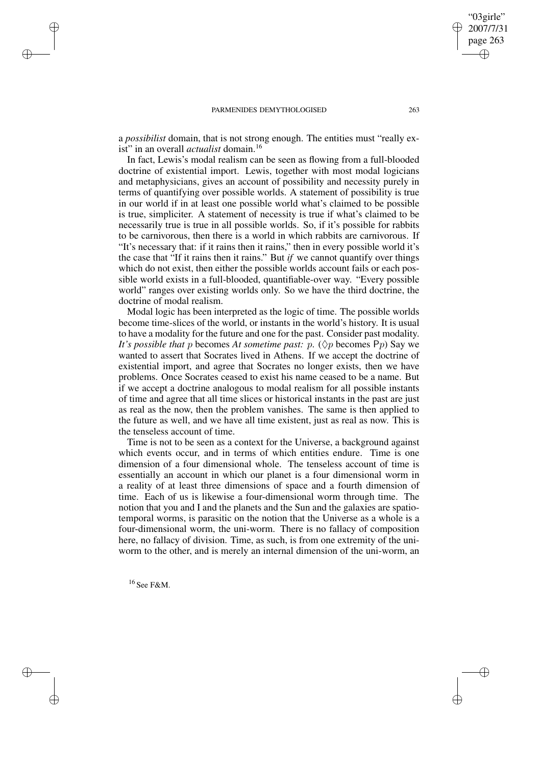a *possibilist* domain, that is not strong enough. The entities must "really exist" in an overall *actualist* domain.[16]

In fact, Lewis's modal realism can be seen as flowing from a full-blooded doctrine of existential import. Lewis, together with most modal logicians and metaphysicians, gives an account of possibility and necessity purely in terms of quantifying over possible worlds. A statement of possibility is true in our world if in at least one possible world what's claimed to be possible is true, simpliciter. A statement of necessity is true if what's claimed to be necessarily true is true in all possible worlds. So, if it's possible for rabbits to be carnivorous, then there is a world in which rabbits are carnivorous. If "It's necessary that: if it rains then it rains," then in every possible world it's the case that "If it rains then it rains." But *if* we cannot quantify over things which do not exist, then either the possible worlds account fails or each possible world exists in a full-blooded, quantifiable-over way. "Every possible world" ranges over existing worlds only. So we have the third doctrine, the doctrine of modal realism.

Modal logic has been interpreted as the logic of time. The possible worlds become time-slices of the world, or instants in the world's history. It is usual to have a modality for the future and one for the past. Consider past modality. *It's possible that* $p$ becomes *At sometime past:* $p$. ($\Diamond p$ becomes $\mathsf{P}p$) Say we wanted to assert that Socrates lived in Athens. If we accept the doctrine of existential import, and agree that Socrates no longer exists, then we have problems. Once Socrates ceased to exist his name ceased to be a name. But if we accept a doctrine analogous to modal realism for all possible instants of time and agree that all time slices or historical instants in the past are just as real as the now, then the problem vanishes. The same is then applied to the future as well, and we have all time existent, just as real as now. This is the tenseless account of time.

Time is not to be seen as a context for the Universe, a background against which events occur, and in terms of which entities endure. Time is one dimension of a four dimensional whole. The tenseless account of time is essentially an account in which our planet is a four dimensional worm in a reality of at least three dimensions of space and a fourth dimension of time. Each of us is likewise a four-dimensional worm through time. The notion that you and I and the planets and the Sun and the galaxies are spatiotemporal worms, is parasitic on the notion that the Universe as a whole is a four-dimensional worm, the uni-worm. There is no fallacy of composition here, no fallacy of division. Time, as such, is from one extremity of the uni-worm to the other, and is merely an internal dimension of the uni-worm, an

[16] See F&M.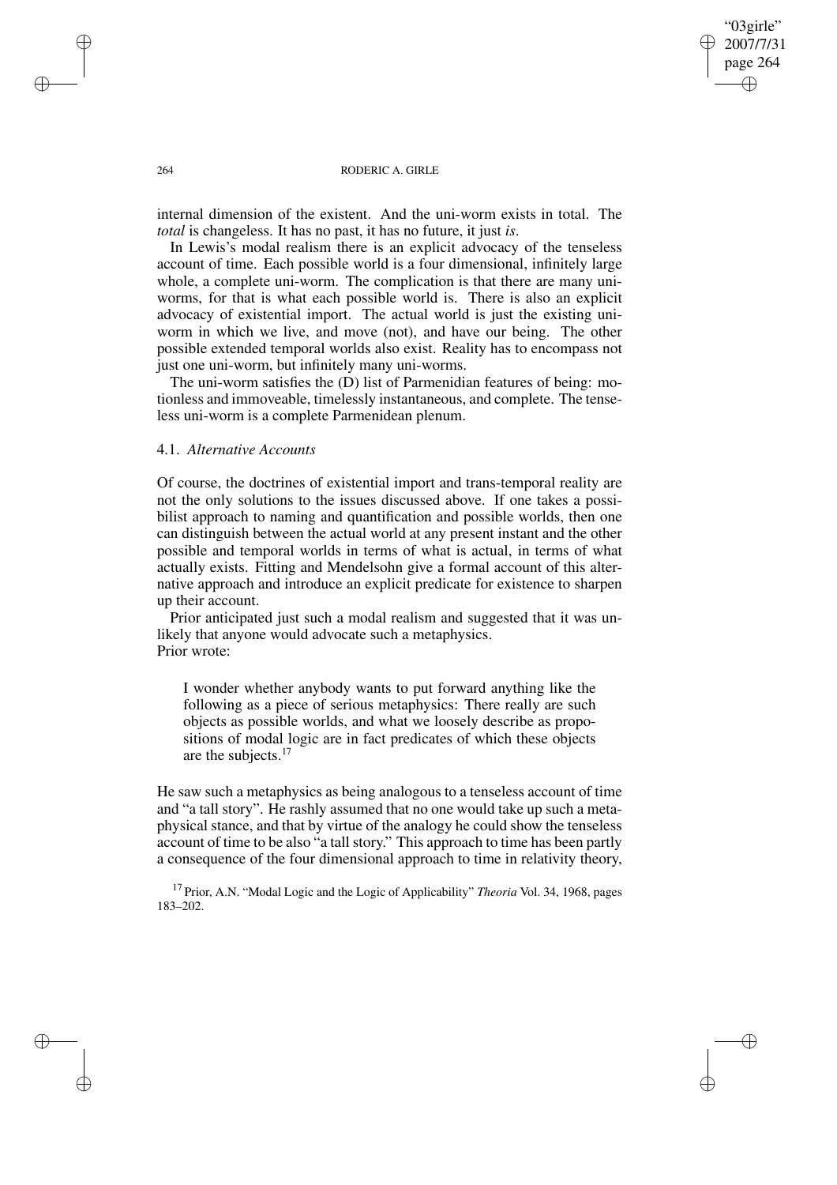internal dimension of the existent. And the uni-worm exists in total. The *total* is changeless. It has no past, it has no future, it just *is*.

In Lewis's modal realism there is an explicit advocacy of the tenseless account of time. Each possible world is a four dimensional, infinitely large whole, a complete uni-worm. The complication is that there are many uni-worms, for that is what each possible world is. There is also an explicit advocacy of existential import. The actual world is just the existing uni-worm in which we live, and move (not), and have our being. The other possible extended temporal worlds also exist. Reality has to encompass not just one uni-worm, but infinitely many uni-worms.

The uni-worm satisfies the (D) list of Parmenidian features of being: motionless and immoveable, timelessly instantaneous, and complete. The tenseless uni-worm is a complete Parmenidean plenum.

### 4.1. *Alternative Accounts*

Of course, the doctrines of existential import and trans-temporal reality are not the only solutions to the issues discussed above. If one takes a possibilist approach to naming and quantification and possible worlds, then one can distinguish between the actual world at any present instant and the other possible and temporal worlds in terms of what is actual, in terms of what actually exists. Fitting and Mendelsohn give a formal account of this alternative approach and introduce an explicit predicate for existence to sharpen up their account.

Prior anticipated just such a modal realism and suggested that it was unlikely that anyone would advocate such a metaphysics.
Prior wrote:

> I wonder whether anybody wants to put forward anything like the following as a piece of serious metaphysics: There really are such objects as possible worlds, and what we loosely describe as propositions of modal logic are in fact predicates of which these objects are the subjects.[17]

He saw such a metaphysics as being analogous to a tenseless account of time and "a tall story". He rashly assumed that no one would take up such a metaphysical stance, and that by virtue of the analogy he could show the tenseless account of time to be also "a tall story." This approach to time has been partly a consequence of the four dimensional approach to time in relativity theory,

[17] Prior, A.N. "Modal Logic and the Logic of Applicability" *Theoria* Vol. 34, 1968, pages 183–202.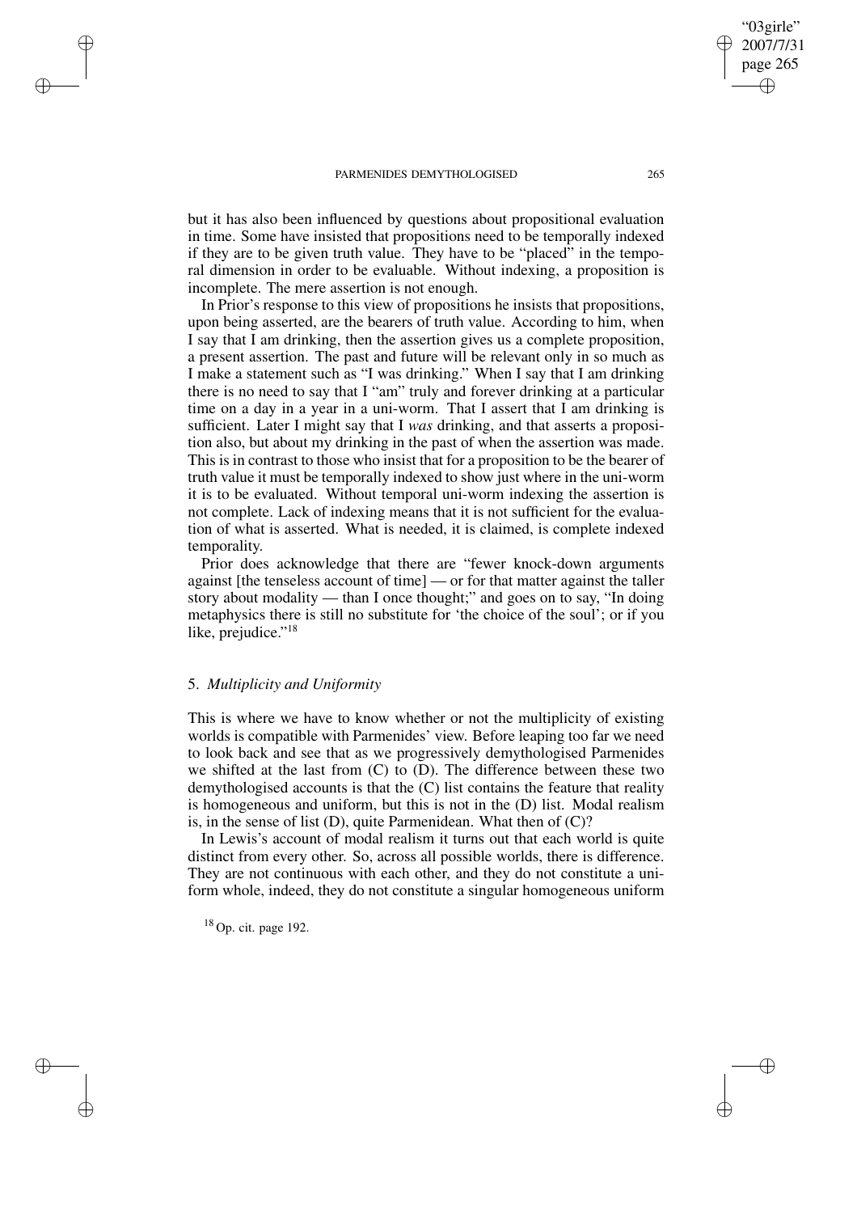but it has also been influenced by questions about propositional evaluation in time. Some have insisted that propositions need to be temporally indexed if they are to be given truth value. They have to be "placed" in the temporal dimension in order to be evaluable. Without indexing, a proposition is incomplete. The mere assertion is not enough.

In Prior's response to this view of propositions he insists that propositions, upon being asserted, are the bearers of truth value. According to him, when I say that I am drinking, then the assertion gives us a complete proposition, a present assertion. The past and future will be relevant only in so much as I make a statement such as "I was drinking." When I say that I am drinking there is no need to say that I "am" truly and forever drinking at a particular time on a day in a year in a uni-worm. That I assert that I am drinking is sufficient. Later I might say that I *was* drinking, and that asserts a proposition also, but about my drinking in the past of when the assertion was made. This is in contrast to those who insist that for a proposition to be the bearer of truth value it must be temporally indexed to show just where in the uni-worm it is to be evaluated. Without temporal uni-worm indexing the assertion is not complete. Lack of indexing means that it is not sufficient for the evaluation of what is asserted. What is needed, it is claimed, is complete indexed temporality.

Prior does acknowledge that there are "fewer knock-down arguments against [the tenseless account of time] — or for that matter against the taller story about modality — than I once thought;" and goes on to say, "In doing metaphysics there is still no substitute for 'the choice of the soul'; or if you like, prejudice."[18]

## 5. *Multiplicity and Uniformity*

This is where we have to know whether or not the multiplicity of existing worlds is compatible with Parmenides' view. Before leaping too far we need to look back and see that as we progressively demythologised Parmenides we shifted at the last from (C) to (D). The difference between these two demythologised accounts is that the (C) list contains the feature that reality is homogeneous and uniform, but this is not in the (D) list. Modal realism is, in the sense of list (D), quite Parmenidean. What then of (C)?

In Lewis's account of modal realism it turns out that each world is quite distinct from every other. So, across all possible worlds, there is difference. They are not continuous with each other, and they do not constitute a uniform whole, indeed, they do not constitute a singular homogeneous uniform

[18] Op. cit. page 192.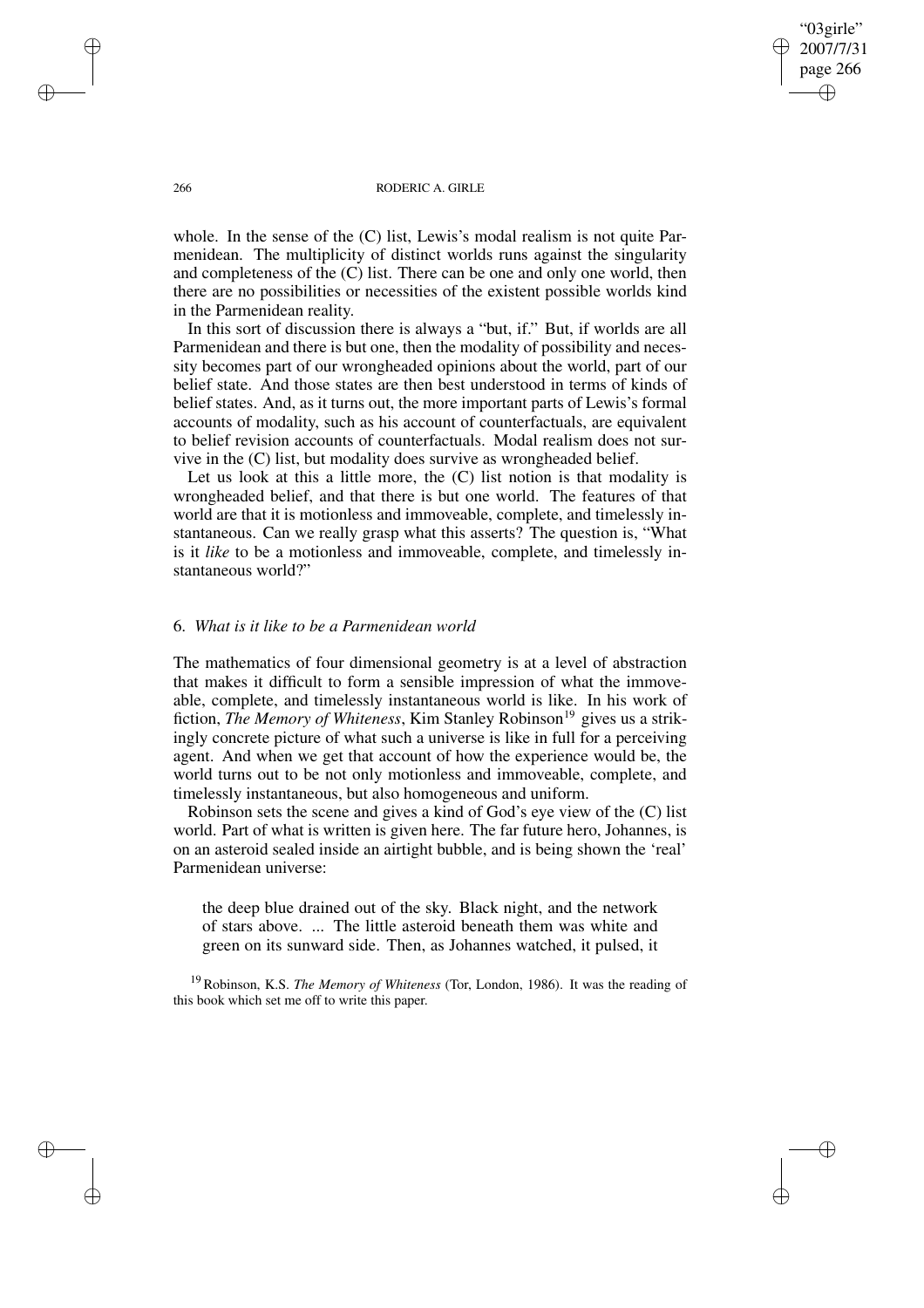whole. In the sense of the (C) list, Lewis's modal realism is not quite Parmenidean. The multiplicity of distinct worlds runs against the singularity and completeness of the (C) list. There can be one and only one world, then there are no possibilities or necessities of the existent possible worlds kind in the Parmenidean reality.

In this sort of discussion there is always a "but, if." But, if worlds are all Parmenidean and there is but one, then the modality of possibility and necessity becomes part of our wrongheaded opinions about the world, part of our belief state. And those states are then best understood in terms of kinds of belief states. And, as it turns out, the more important parts of Lewis's formal accounts of modality, such as his account of counterfactuals, are equivalent to belief revision accounts of counterfactuals. Modal realism does not survive in the (C) list, but modality does survive as wrongheaded belief.

Let us look at this a little more, the (C) list notion is that modality is wrongheaded belief, and that there is but one world. The features of that world are that it is motionless and immoveable, complete, and timelessly instantaneous. Can we really grasp what this asserts? The question is, "What is it *like* to be a motionless and immoveable, complete, and timelessly instantaneous world?"

## 6. *What is it like to be a Parmenidean world*

The mathematics of four dimensional geometry is at a level of abstraction that makes it difficult to form a sensible impression of what the immoveable, complete, and timelessly instantaneous world is like. In his work of fiction, *The Memory of Whiteness*, Kim Stanley Robinson[19] gives us a strikingly concrete picture of what such a universe is like in full for a perceiving agent. And when we get that account of how the experience would be, the world turns out to be not only motionless and immoveable, complete, and timelessly instantaneous, but also homogeneous and uniform.

Robinson sets the scene and gives a kind of God's eye view of the (C) list world. Part of what is written is given here. The far future hero, Johannes, is on an asteroid sealed inside an airtight bubble, and is being shown the 'real' Parmenidean universe:

> the deep blue drained out of the sky. Black night, and the network of stars above. ... The little asteroid beneath them was white and green on its sunward side. Then, as Johannes watched, it pulsed, it

[19] Robinson, K.S. *The Memory of Whiteness* (Tor, London, 1986). It was the reading of this book which set me off to write this paper.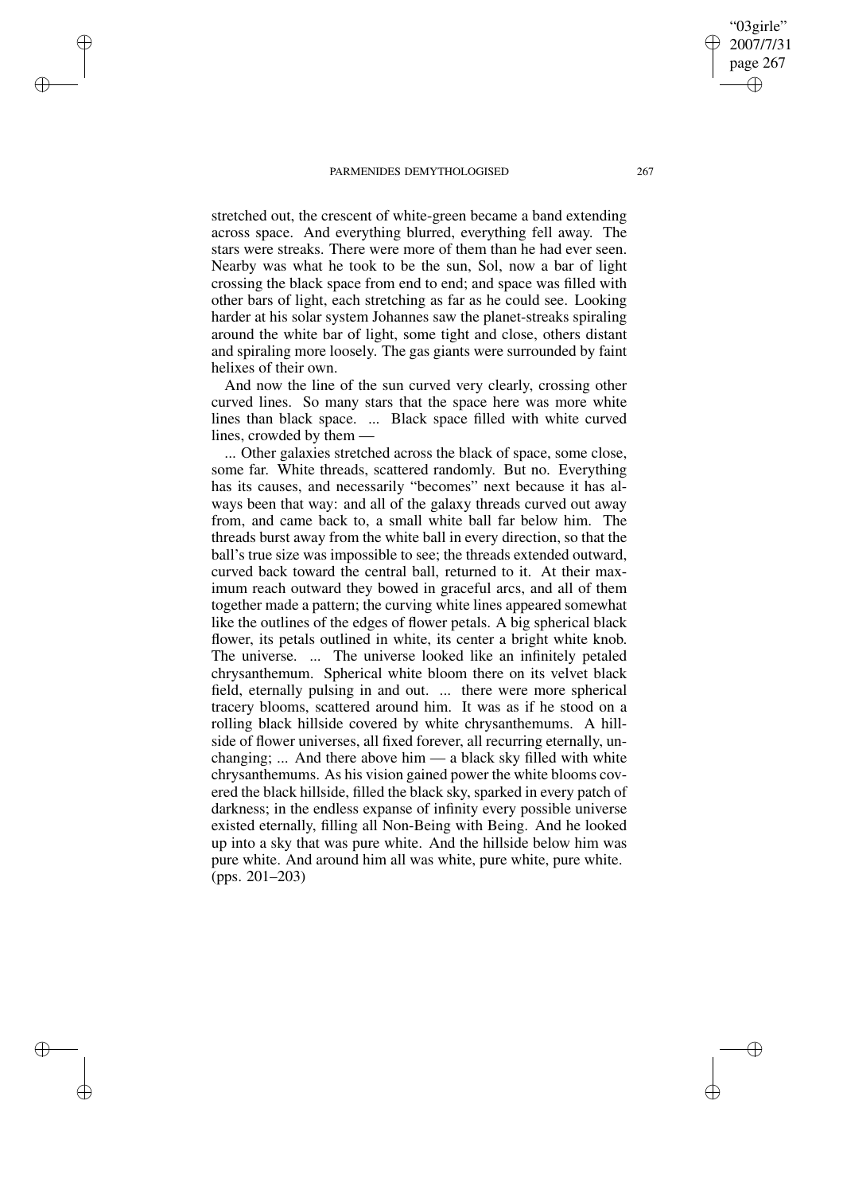stretched out, the crescent of white-green became a band extending across space. And everything blurred, everything fell away. The stars were streaks. There were more of them than he had ever seen. Nearby was what he took to be the sun, Sol, now a bar of light crossing the black space from end to end; and space was filled with other bars of light, each stretching as far as he could see. Looking harder at his solar system Johannes saw the planet-streaks spiraling around the white bar of light, some tight and close, others distant and spiraling more loosely. The gas giants were surrounded by faint helixes of their own.

And now the line of the sun curved very clearly, crossing other curved lines. So many stars that the space here was more white lines than black space. ... Black space filled with white curved lines, crowded by them —

... Other galaxies stretched across the black of space, some close, some far. White threads, scattered randomly. But no. Everything has its causes, and necessarily "becomes" next because it has always been that way: and all of the galaxy threads curved out away from, and came back to, a small white ball far below him. The threads burst away from the white ball in every direction, so that the ball's true size was impossible to see; the threads extended outward, curved back toward the central ball, returned to it. At their maximum reach outward they bowed in graceful arcs, and all of them together made a pattern; the curving white lines appeared somewhat like the outlines of the edges of flower petals. A big spherical black flower, its petals outlined in white, its center a bright white knob. The universe. ... The universe looked like an infinitely petaled chrysanthemum. Spherical white bloom there on its velvet black field, eternally pulsing in and out. ... there were more spherical tracery blooms, scattered around him. It was as if he stood on a rolling black hillside covered by white chrysanthemums. A hillside of flower universes, all fixed forever, all recurring eternally, unchanging; ... And there above him — a black sky filled with white chrysanthemums. As his vision gained power the white blooms covered the black hillside, filled the black sky, sparked in every patch of darkness; in the endless expanse of infinity every possible universe existed eternally, filling all Non-Being with Being. And he looked up into a sky that was pure white. And the hillside below him was pure white. And around him all was white, pure white, pure white. (pps. 201–203)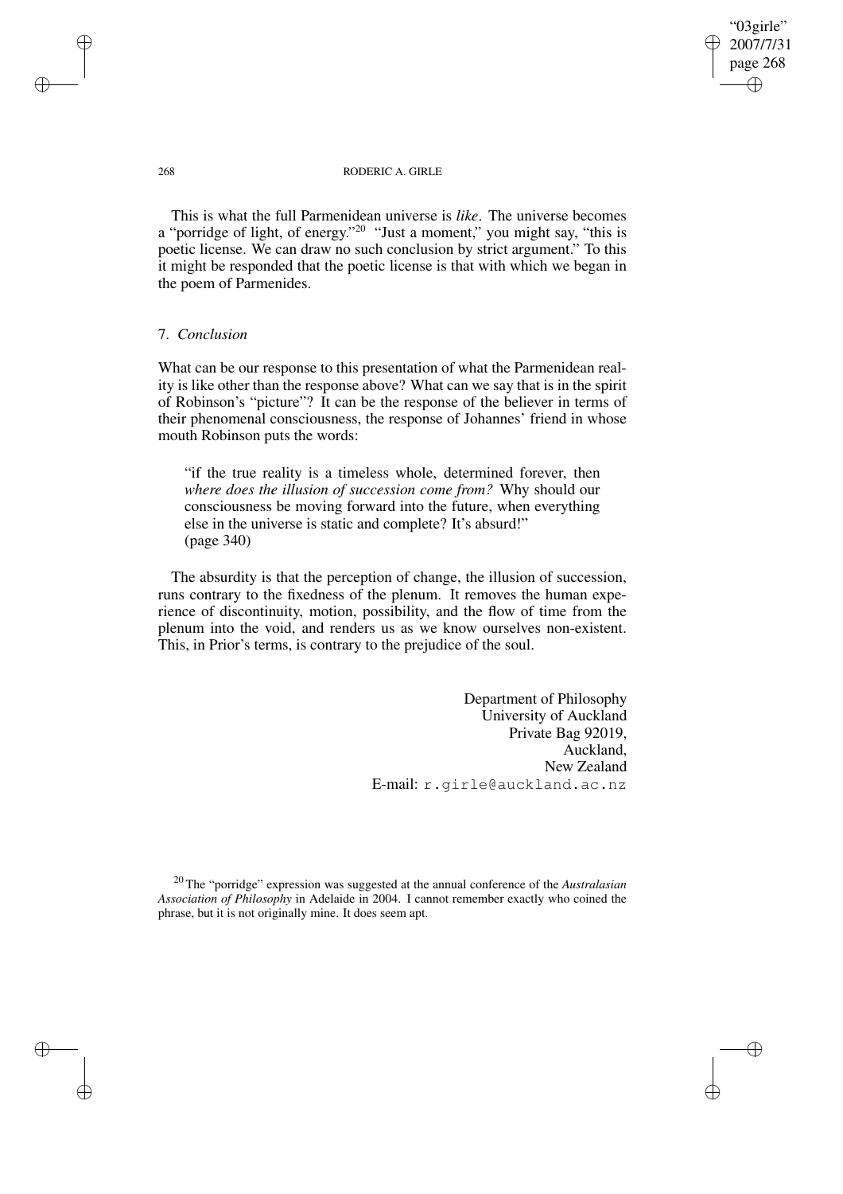This is what the full Parmenidean universe is *like*. The universe becomes a "porridge of light, of energy."[20] "Just a moment," you might say, "this is poetic license. We can draw no such conclusion by strict argument." To this it might be responded that the poetic license is that with which we began in the poem of Parmenides.

## 7. *Conclusion*

What can be our response to this presentation of what the Parmenidean reality is like other than the response above? What can we say that is in the spirit of Robinson's "picture"? It can be the response of the believer in terms of their phenomenal consciousness, the response of Johannes' friend in whose mouth Robinson puts the words:

> "if the true reality is a timeless whole, determined forever, then *where does the illusion of succession come from?* Why should our consciousness be moving forward into the future, when everything else in the universe is static and complete? It's absurd!" (page 340)

The absurdity is that the perception of change, the illusion of succession, runs contrary to the fixedness of the plenum. It removes the human experience of discontinuity, motion, possibility, and the flow of time from the plenum into the void, and renders us as we know ourselves non-existent. This, in Prior's terms, is contrary to the prejudice of the soul.

Department of Philosophy
University of Auckland
Private Bag 92019,
Auckland,
New Zealand
E-mail: r.girle@auckland.ac.nz

[20] The "porridge" expression was suggested at the annual conference of the *Australasian Association of Philosophy* in Adelaide in 2004. I cannot remember exactly who coined the phrase, but it is not originally mine. It does seem apt.